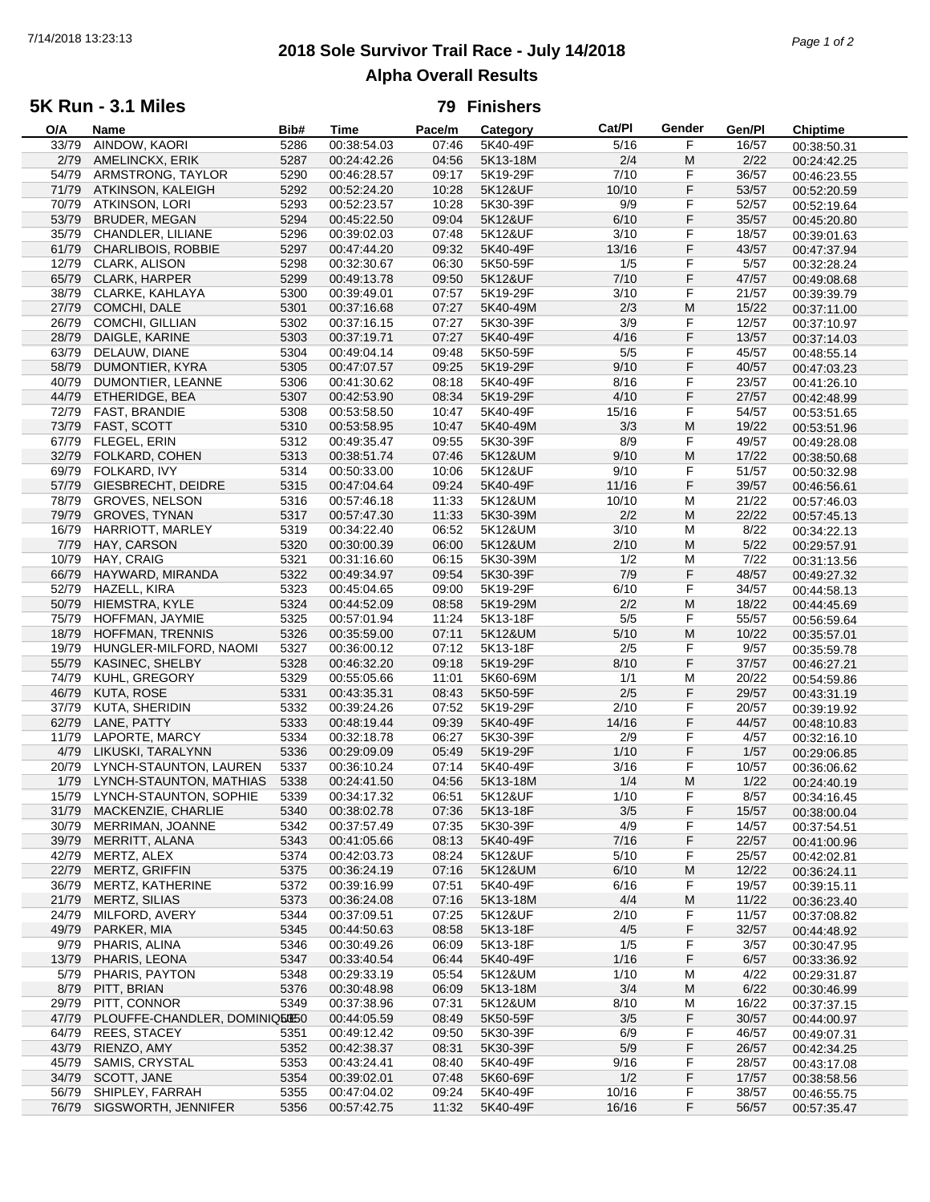# 2018 Sole Survivor Trail Race - July 14/2018

## Alpha Overall Results

### 5K Run - 3.1 Miles

**79 Finishers**

| O/A | Name | Bib# | Time | Pace/m | Category | Cat/Pl | Gender | Gen/Pl | Chiptime |
|---|---|---|---|---|---|---|---|---|---|
| 33/79 | AINDOW, KAORI | 5286 | 00:38:54.03 | 07:46 | 5K40-49F | 5/16 | F | 16/57 | 00:38:50.31 |
| 2/79 | AMELINCKX, ERIK | 5287 | 00:24:42.26 | 04:56 | 5K13-18M | 2/4 | M | 2/22 | 00:24:42.25 |
| 54/79 | ARMSTRONG, TAYLOR | 5290 | 00:46:28.57 | 09:17 | 5K19-29F | 7/10 | F | 36/57 | 00:46:23.55 |
| 71/79 | ATKINSON, KALEIGH | 5292 | 00:52:24.20 | 10:28 | 5K12&UF | 10/10 | F | 53/57 | 00:52:20.59 |
| 70/79 | ATKINSON, LORI | 5293 | 00:52:23.57 | 10:28 | 5K30-39F | 9/9 | F | 52/57 | 00:52:19.64 |
| 53/79 | BRUDER, MEGAN | 5294 | 00:45:22.50 | 09:04 | 5K12&UF | 6/10 | F | 35/57 | 00:45:20.80 |
| 35/79 | CHANDLER, LILIANE | 5296 | 00:39:02.03 | 07:48 | 5K12&UF | 3/10 | F | 18/57 | 00:39:01.63 |
| 61/79 | CHARLIBOIS, ROBBIE | 5297 | 00:47:44.20 | 09:32 | 5K40-49F | 13/16 | F | 43/57 | 00:47:37.94 |
| 12/79 | CLARK, ALISON | 5298 | 00:32:30.67 | 06:30 | 5K50-59F | 1/5 | F | 5/57 | 00:32:28.24 |
| 65/79 | CLARK, HARPER | 5299 | 00:49:13.78 | 09:50 | 5K12&UF | 7/10 | F | 47/57 | 00:49:08.68 |
| 38/79 | CLARKE, KAHLAYA | 5300 | 00:39:49.01 | 07:57 | 5K19-29F | 3/10 | F | 21/57 | 00:39:39.79 |
| 27/79 | COMCHI, DALE | 5301 | 00:37:16.68 | 07:27 | 5K40-49M | 2/3 | M | 15/22 | 00:37:11.00 |
| 26/79 | COMCHI, GILLIAN | 5302 | 00:37:16.15 | 07:27 | 5K30-39F | 3/9 | F | 12/57 | 00:37:10.97 |
| 28/79 | DAIGLE, KARINE | 5303 | 00:37:19.71 | 07:27 | 5K40-49F | 4/16 | F | 13/57 | 00:37:14.03 |
| 63/79 | DELAUW, DIANE | 5304 | 00:49:04.14 | 09:48 | 5K50-59F | 5/5 | F | 45/57 | 00:48:55.14 |
| 58/79 | DUMONTIER, KYRA | 5305 | 00:47:07.57 | 09:25 | 5K19-29F | 9/10 | F | 40/57 | 00:47:03.23 |
| 40/79 | DUMONTIER, LEANNE | 5306 | 00:41:30.62 | 08:18 | 5K40-49F | 8/16 | F | 23/57 | 00:41:26.10 |
| 44/79 | ETHERIDGE, BEA | 5307 | 00:42:53.90 | 08:34 | 5K19-29F | 4/10 | F | 27/57 | 00:42:48.99 |
| 72/79 | FAST, BRANDIE | 5308 | 00:53:58.50 | 10:47 | 5K40-49F | 15/16 | F | 54/57 | 00:53:51.65 |
| 73/79 | FAST, SCOTT | 5310 | 00:53:58.95 | 10:47 | 5K40-49M | 3/3 | M | 19/22 | 00:53:51.96 |
| 67/79 | FLEGEL, ERIN | 5312 | 00:49:35.47 | 09:55 | 5K30-39F | 8/9 | F | 49/57 | 00:49:28.08 |
| 32/79 | FOLKARD, COHEN | 5313 | 00:38:51.74 | 07:46 | 5K12&UM | 9/10 | M | 17/22 | 00:38:50.68 |
| 69/79 | FOLKARD, IVY | 5314 | 00:50:33.00 | 10:06 | 5K12&UF | 9/10 | F | 51/57 | 00:50:32.98 |
| 57/79 | GIESBRECHT, DEIDRE | 5315 | 00:47:04.64 | 09:24 | 5K40-49F | 11/16 | F | 39/57 | 00:46:56.61 |
| 78/79 | GROVES, NELSON | 5316 | 00:57:46.18 | 11:33 | 5K12&UM | 10/10 | M | 21/22 | 00:57:46.03 |
| 79/79 | GROVES, TYNAN | 5317 | 00:57:47.30 | 11:33 | 5K30-39M | 2/2 | M | 22/22 | 00:57:45.13 |
| 16/79 | HARRIOTT, MARLEY | 5319 | 00:34:22.40 | 06:52 | 5K12&UM | 3/10 | M | 8/22 | 00:34:22.13 |
| 7/79 | HAY, CARSON | 5320 | 00:30:00.39 | 06:00 | 5K12&UM | 2/10 | M | 5/22 | 00:29:57.91 |
| 10/79 | HAY, CRAIG | 5321 | 00:31:16.60 | 06:15 | 5K30-39M | 1/2 | M | 7/22 | 00:31:13.56 |
| 66/79 | HAYWARD, MIRANDA | 5322 | 00:49:34.97 | 09:54 | 5K30-39F | 7/9 | F | 48/57 | 00:49:27.32 |
| 52/79 | HAZELL, KIRA | 5323 | 00:45:04.65 | 09:00 | 5K19-29F | 6/10 | F | 34/57 | 00:44:58.13 |
| 50/79 | HIEMSTRA, KYLE | 5324 | 00:44:52.09 | 08:58 | 5K19-29M | 2/2 | M | 18/22 | 00:44:45.69 |
| 75/79 | HOFFMAN, JAYMIE | 5325 | 00:57:01.94 | 11:24 | 5K13-18F | 5/5 | F | 55/57 | 00:56:59.64 |
| 18/79 | HOFFMAN, TRENNIS | 5326 | 00:35:59.00 | 07:11 | 5K12&UM | 5/10 | M | 10/22 | 00:35:57.01 |
| 19/79 | HUNGLER-MILFORD, NAOMI | 5327 | 00:36:00.12 | 07:12 | 5K13-18F | 2/5 | F | 9/57 | 00:35:59.78 |
| 55/79 | KASINEC, SHELBY | 5328 | 00:46:32.20 | 09:18 | 5K19-29F | 8/10 | F | 37/57 | 00:46:27.21 |
| 74/79 | KUHL, GREGORY | 5329 | 00:55:05.66 | 11:01 | 5K60-69M | 1/1 | M | 20/22 | 00:54:59.86 |
| 46/79 | KUTA, ROSE | 5331 | 00:43:35.31 | 08:43 | 5K50-59F | 2/5 | F | 29/57 | 00:43:31.19 |
| 37/79 | KUTA, SHERIDIN | 5332 | 00:39:24.26 | 07:52 | 5K19-29F | 2/10 | F | 20/57 | 00:39:19.92 |
| 62/79 | LANE, PATTY | 5333 | 00:48:19.44 | 09:39 | 5K40-49F | 14/16 | F | 44/57 | 00:48:10.83 |
| 11/79 | LAPORTE, MARCY | 5334 | 00:32:18.78 | 06:27 | 5K30-39F | 2/9 | F | 4/57 | 00:32:16.10 |
| 4/79 | LIKUSKI, TARALYNN | 5336 | 00:29:09.09 | 05:49 | 5K19-29F | 1/10 | F | 1/57 | 00:29:06.85 |
| 20/79 | LYNCH-STAUNTON, LAUREN | 5337 | 00:36:10.24 | 07:14 | 5K40-49F | 3/16 | F | 10/57 | 00:36:06.62 |
| 1/79 | LYNCH-STAUNTON, MATHIAS | 5338 | 00:24:41.50 | 04:56 | 5K13-18M | 1/4 | M | 1/22 | 00:24:40.19 |
| 15/79 | LYNCH-STAUNTON, SOPHIE | 5339 | 00:34:17.32 | 06:51 | 5K12&UF | 1/10 | F | 8/57 | 00:34:16.45 |
| 31/79 | MACKENZIE, CHARLIE | 5340 | 00:38:02.78 | 07:36 | 5K13-18F | 3/5 | F | 15/57 | 00:38:00.04 |
| 30/79 | MERRIMAN, JOANNE | 5342 | 00:37:57.49 | 07:35 | 5K30-39F | 4/9 | F | 14/57 | 00:37:54.51 |
| 39/79 | MERRITT, ALANA | 5343 | 00:41:05.66 | 08:13 | 5K40-49F | 7/16 | F | 22/57 | 00:41:00.96 |
| 42/79 | MERTZ, ALEX | 5374 | 00:42:03.73 | 08:24 | 5K12&UF | 5/10 | F | 25/57 | 00:42:02.81 |
| 22/79 | MERTZ, GRIFFIN | 5375 | 00:36:24.19 | 07:16 | 5K12&UM | 6/10 | M | 12/22 | 00:36:24.11 |
| 36/79 | MERTZ, KATHERINE | 5372 | 00:39:16.99 | 07:51 | 5K40-49F | 6/16 | F | 19/57 | 00:39:15.11 |
| 21/79 | MERTZ, SILIAS | 5373 | 00:36:24.08 | 07:16 | 5K13-18M | 4/4 | M | 11/22 | 00:36:23.40 |
| 24/79 | MILFORD, AVERY | 5344 | 00:37:09.51 | 07:25 | 5K12&UF | 2/10 | F | 11/57 | 00:37:08.82 |
| 49/79 | PARKER, MIA | 5345 | 00:44:50.63 | 08:58 | 5K13-18F | 4/5 | F | 32/57 | 00:44:48.92 |
| 9/79 | PHARIS, ALINA | 5346 | 00:30:49.26 | 06:09 | 5K13-18F | 1/5 | F | 3/57 | 00:30:47.95 |
| 13/79 | PHARIS, LEONA | 5347 | 00:33:40.54 | 06:44 | 5K40-49F | 1/16 | F | 6/57 | 00:33:36.92 |
| 5/79 | PHARIS, PAYTON | 5348 | 00:29:33.19 | 05:54 | 5K12&UM | 1/10 | M | 4/22 | 00:29:31.87 |
| 8/79 | PITT, BRIAN | 5376 | 00:30:48.98 | 06:09 | 5K13-18M | 3/4 | M | 6/22 | 00:30:46.99 |
| 29/79 | PITT, CONNOR | 5349 | 00:37:38.96 | 07:31 | 5K12&UM | 8/10 | M | 16/22 | 00:37:37.15 |
| 47/79 | PLOUFFE-CHANDLER, DOMINIQUE | 5350 | 00:44:05.59 | 08:49 | 5K50-59F | 3/5 | F | 30/57 | 00:44:00.97 |
| 64/79 | REES, STACEY | 5351 | 00:49:12.42 | 09:50 | 5K30-39F | 6/9 | F | 46/57 | 00:49:07.31 |
| 43/79 | RIENZO, AMY | 5352 | 00:42:38.37 | 08:31 | 5K30-39F | 5/9 | F | 26/57 | 00:42:34.25 |
| 45/79 | SAMIS, CRYSTAL | 5353 | 00:43:24.41 | 08:40 | 5K40-49F | 9/16 | F | 28/57 | 00:43:17.08 |
| 34/79 | SCOTT, JANE | 5354 | 00:39:02.01 | 07:48 | 5K60-69F | 1/2 | F | 17/57 | 00:38:58.56 |
| 56/79 | SHIPLEY, FARRAH | 5355 | 00:47:04.02 | 09:24 | 5K40-49F | 10/16 | F | 38/57 | 00:46:55.75 |
| 76/79 | SIGSWORTH, JENNIFER | 5356 | 00:57:42.75 | 11:32 | 5K40-49F | 16/16 | F | 56/57 | 00:57:35.47 |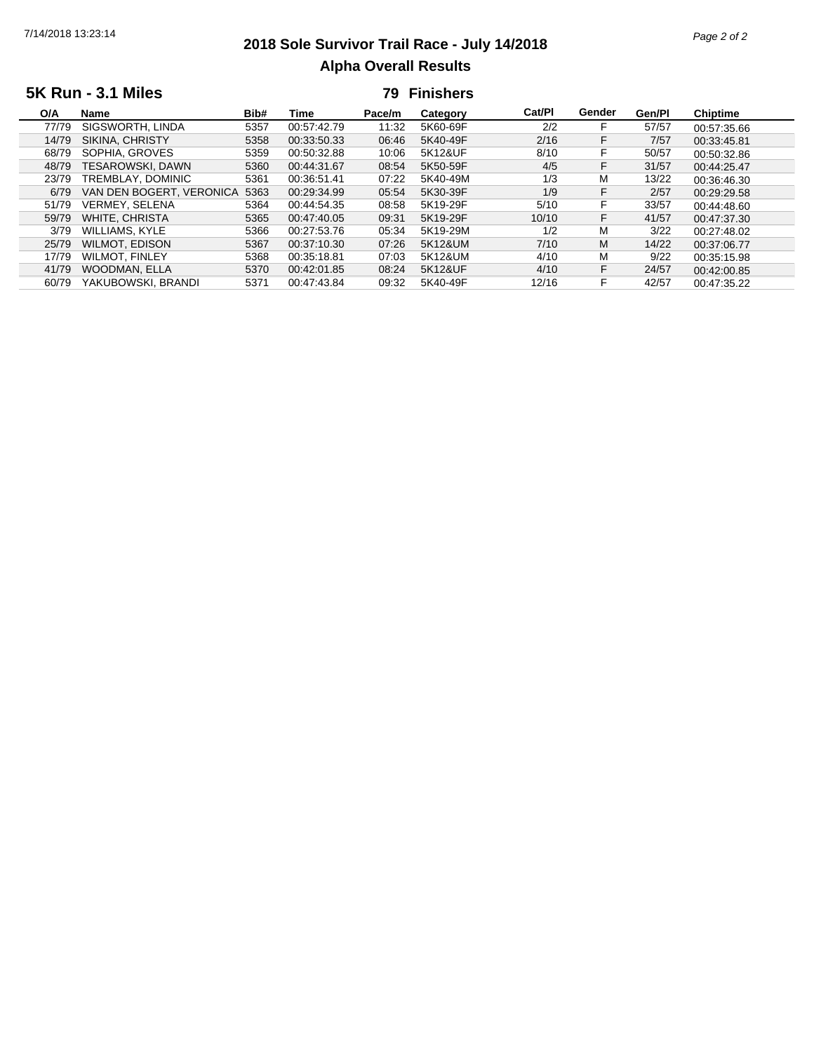# 2018 Sole Survivor Trail Race - July 14/2018

## Alpha Overall Results

### 5K Run - 3.1 Miles

**79 Finishers**

| O/A | Name | Bib# | Time | Pace/m | Category | Cat/Pl | Gender | Gen/Pl | Chiptime |
|---|---|---|---|---|---|---|---|---|---|
| 77/79 | SIGSWORTH, LINDA | 5357 | 00:57:42.79 | 11:32 | 5K60-69F | 2/2 | F | 57/57 | 00:57:35.66 |
| 14/79 | SIKINA, CHRISTY | 5358 | 00:33:50.33 | 06:46 | 5K40-49F | 2/16 | F | 7/57 | 00:33:45.81 |
| 68/79 | SOPHIA, GROVES | 5359 | 00:50:32.88 | 10:06 | 5K12&UF | 8/10 | F | 50/57 | 00:50:32.86 |
| 48/79 | TESAROWSKI, DAWN | 5360 | 00:44:31.67 | 08:54 | 5K50-59F | 4/5 | F | 31/57 | 00:44:25.47 |
| 23/79 | TREMBLAY, DOMINIC | 5361 | 00:36:51.41 | 07:22 | 5K40-49M | 1/3 | M | 13/22 | 00:36:46.30 |
| 6/79 | VAN DEN BOGERT, VERONICA | 5363 | 00:29:34.99 | 05:54 | 5K30-39F | 1/9 | F | 2/57 | 00:29:29.58 |
| 51/79 | VERMEY, SELENA | 5364 | 00:44:54.35 | 08:58 | 5K19-29F | 5/10 | F | 33/57 | 00:44:48.60 |
| 59/79 | WHITE, CHRISTA | 5365 | 00:47:40.05 | 09:31 | 5K19-29F | 10/10 | F | 41/57 | 00:47:37.30 |
| 3/79 | WILLIAMS, KYLE | 5366 | 00:27:53.76 | 05:34 | 5K19-29M | 1/2 | M | 3/22 | 00:27:48.02 |
| 25/79 | WILMOT, EDISON | 5367 | 00:37:10.30 | 07:26 | 5K12&UM | 7/10 | M | 14/22 | 00:37:06.77 |
| 17/79 | WILMOT, FINLEY | 5368 | 00:35:18.81 | 07:03 | 5K12&UM | 4/10 | M | 9/22 | 00:35:15.98 |
| 41/79 | WOODMAN, ELLA | 5370 | 00:42:01.85 | 08:24 | 5K12&UF | 4/10 | F | 24/57 | 00:42:00.85 |
| 60/79 | YAKUBOWSKI, BRANDI | 5371 | 00:47:43.84 | 09:32 | 5K40-49F | 12/16 | F | 42/57 | 00:47:35.22 |